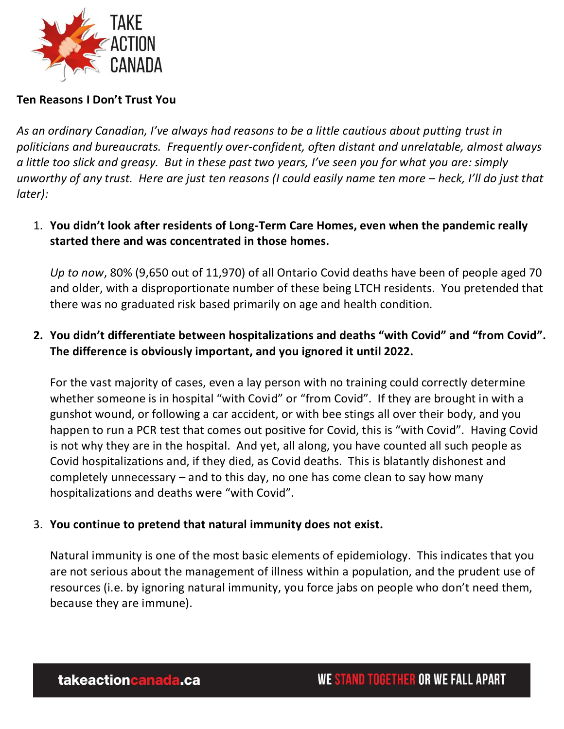TAKE ACTION CANADA

**Ten Reasons I Don't Trust You**

*As an ordinary Canadian, I've always had reasons to be a little cautious about putting trust in politicians and bureaucrats. Frequently over-confident, often distant and unrelatable, almost always a little too slick and greasy. But in these past two years, I've seen you for what you are: simply unworthy of any trust. Here are just ten reasons (I could easily name ten more – heck, I'll do just that later):*

1. **You didn't look after residents of Long-Term Care Homes, even when the pandemic really started there and was concentrated in those homes.**

   *Up to now*, 80% (9,650 out of 11,970) of all Ontario Covid deaths have been of people aged 70 and older, with a disproportionate number of these being LTCH residents. You pretended that there was no graduated risk based primarily on age and health condition.

2. **You didn't differentiate between hospitalizations and deaths "with Covid" and "from Covid". The difference is obviously important, and you ignored it until 2022.**

   For the vast majority of cases, even a lay person with no training could correctly determine whether someone is in hospital "with Covid" or "from Covid". If they are brought in with a gunshot wound, or following a car accident, or with bee stings all over their body, and you happen to run a PCR test that comes out positive for Covid, this is "with Covid". Having Covid is not why they are in the hospital. And yet, all along, you have counted all such people as Covid hospitalizations and, if they died, as Covid deaths. This is blatantly dishonest and completely unnecessary – and to this day, no one has come clean to say how many hospitalizations and deaths were "with Covid".

3. **You continue to pretend that natural immunity does not exist.**

   Natural immunity is one of the most basic elements of epidemiology. This indicates that you are not serious about the management of illness within a population, and the prudent use of resources (i.e. by ignoring natural immunity, you force jabs on people who don't need them, because they are immune).

takeactioncanada.ca WE STAND TOGETHER OR WE FALL APART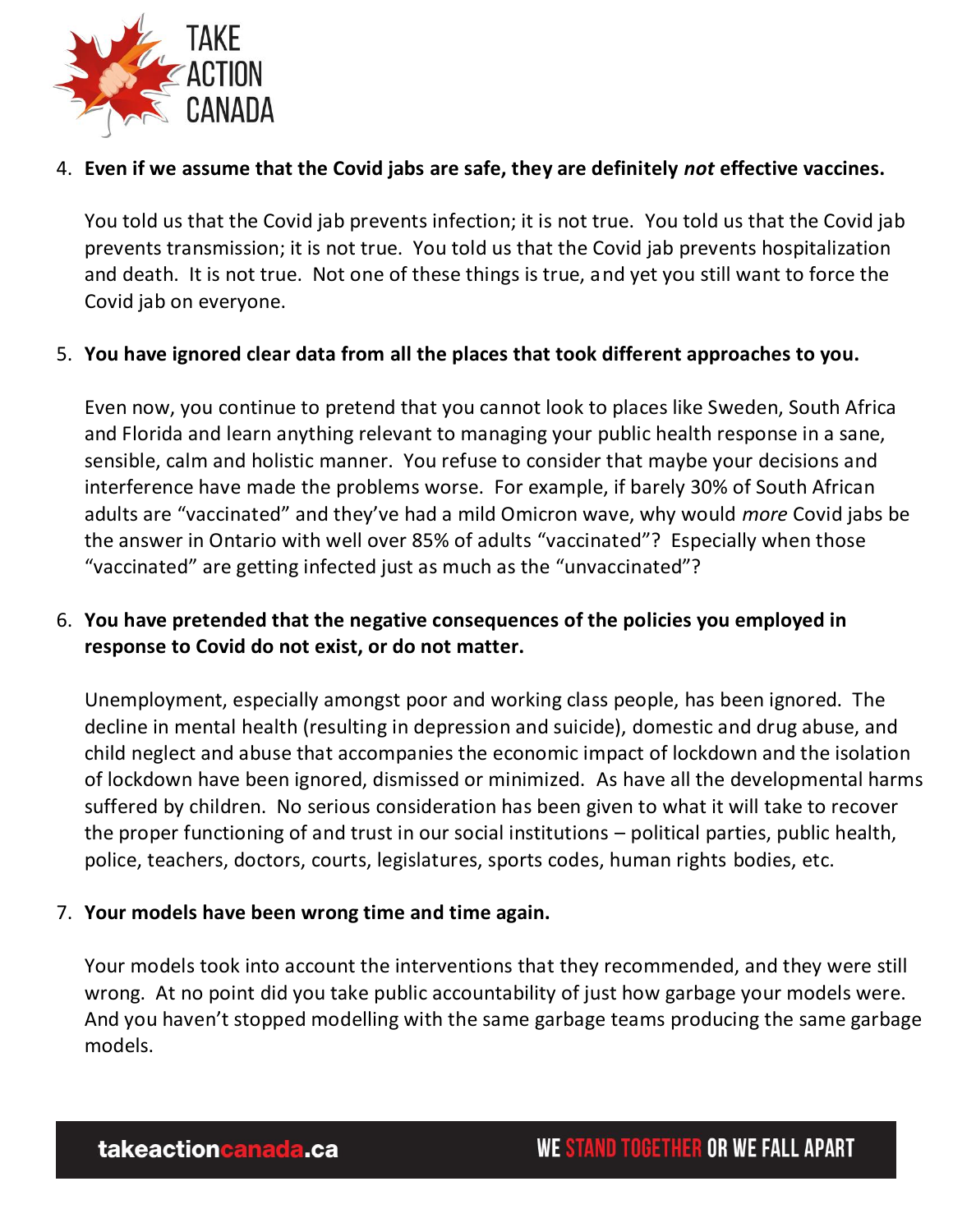4. **Even if we assume that the Covid jabs are safe, they are definitely *not* effective vaccines.**

   You told us that the Covid jab prevents infection; it is not true. You told us that the Covid jab prevents transmission; it is not true. You told us that the Covid jab prevents hospitalization and death. It is not true. Not one of these things is true, and yet you still want to force the Covid jab on everyone.

5. **You have ignored clear data from all the places that took different approaches to you.**

   Even now, you continue to pretend that you cannot look to places like Sweden, South Africa and Florida and learn anything relevant to managing your public health response in a sane, sensible, calm and holistic manner. You refuse to consider that maybe your decisions and interference have made the problems worse. For example, if barely 30% of South African adults are "vaccinated" and they've had a mild Omicron wave, why would *more* Covid jabs be the answer in Ontario with well over 85% of adults "vaccinated"? Especially when those "vaccinated" are getting infected just as much as the "unvaccinated"?

6. **You have pretended that the negative consequences of the policies you employed in response to Covid do not exist, or do not matter.**

   Unemployment, especially amongst poor and working class people, has been ignored. The decline in mental health (resulting in depression and suicide), domestic and drug abuse, and child neglect and abuse that accompanies the economic impact of lockdown and the isolation of lockdown have been ignored, dismissed or minimized. As have all the developmental harms suffered by children. No serious consideration has been given to what it will take to recover the proper functioning of and trust in our social institutions – political parties, public health, police, teachers, doctors, courts, legislatures, sports codes, human rights bodies, etc.

7. **Your models have been wrong time and time again.**

   Your models took into account the interventions that they recommended, and they were still wrong. At no point did you take public accountability of just how garbage your models were. And you haven't stopped modelling with the same garbage teams producing the same garbage models.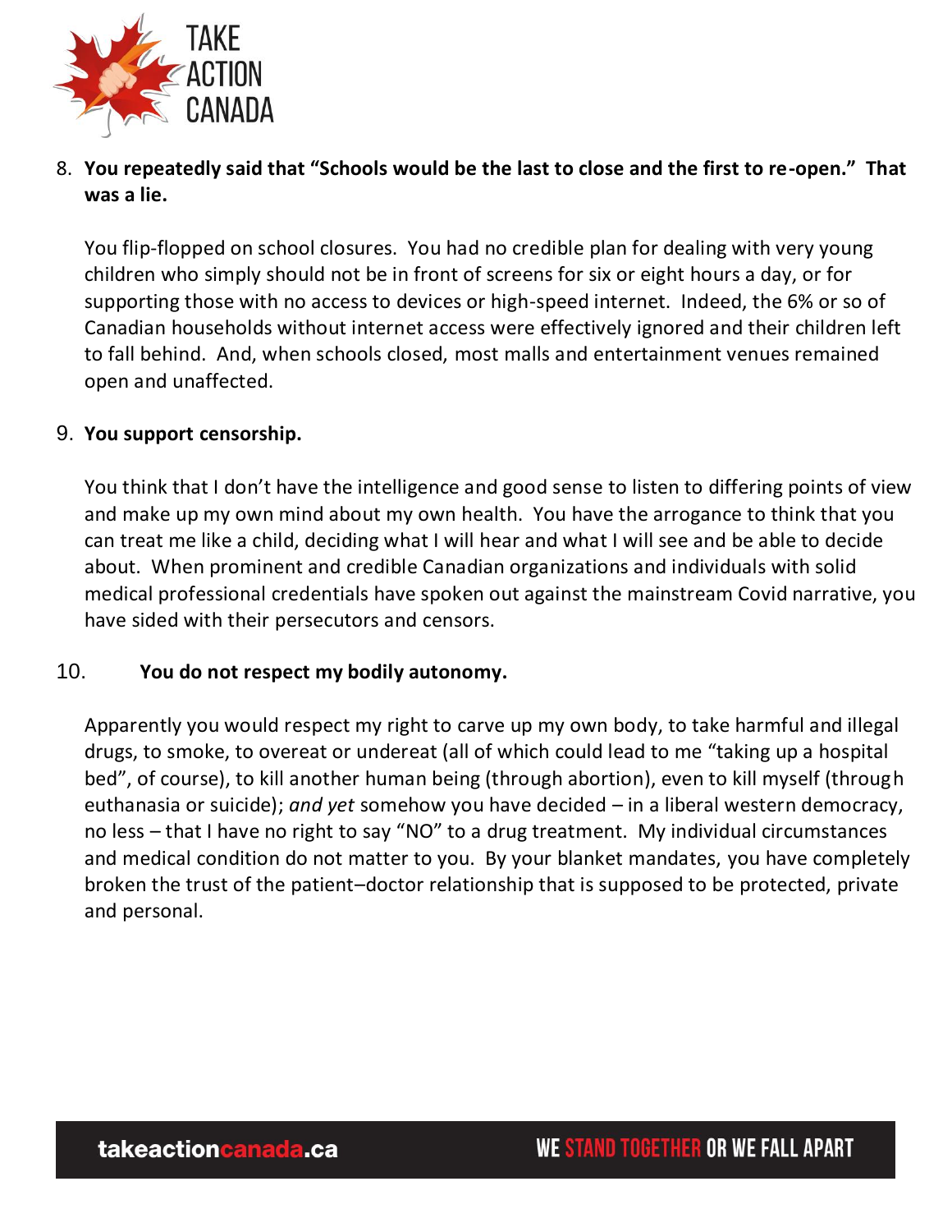8. **You repeatedly said that "Schools would be the last to close and the first to re-open." That was a lie.**

   You flip-flopped on school closures. You had no credible plan for dealing with very young children who simply should not be in front of screens for six or eight hours a day, or for supporting those with no access to devices or high-speed internet. Indeed, the 6% or so of Canadian households without internet access were effectively ignored and their children left to fall behind. And, when schools closed, most malls and entertainment venues remained open and unaffected.

9. **You support censorship.**

   You think that I don't have the intelligence and good sense to listen to differing points of view and make up my own mind about my own health. You have the arrogance to think that you can treat me like a child, deciding what I will hear and what I will see and be able to decide about. When prominent and credible Canadian organizations and individuals with solid medical professional credentials have spoken out against the mainstream Covid narrative, you have sided with their persecutors and censors.

10. **You do not respect my bodily autonomy.**

    Apparently you would respect my right to carve up my own body, to take harmful and illegal drugs, to smoke, to overeat or undereat (all of which could lead to me "taking up a hospital bed", of course), to kill another human being (through abortion), even to kill myself (through euthanasia or suicide); *and yet* somehow you have decided – in a liberal western democracy, no less – that I have no right to say "NO" to a drug treatment. My individual circumstances and medical condition do not matter to you. By your blanket mandates, you have completely broken the trust of the patient–doctor relationship that is supposed to be protected, private and personal.